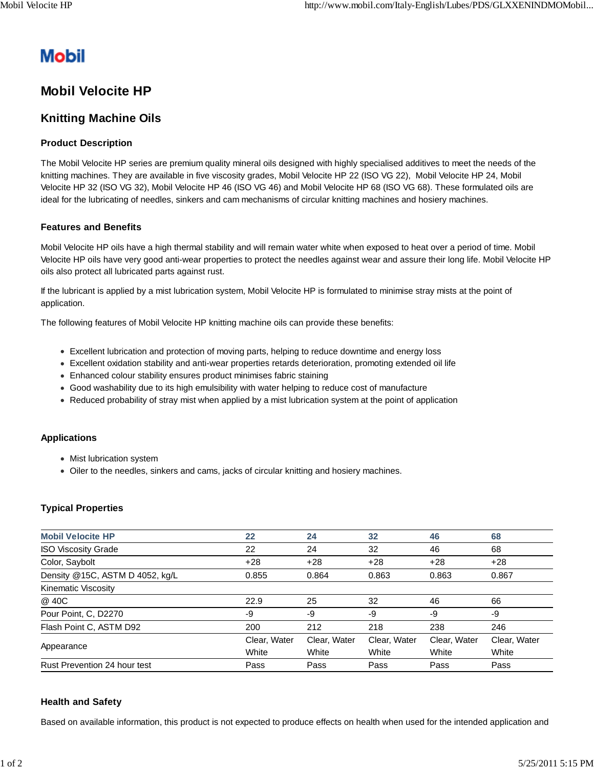Mobil

# Mobil Velocite HP

## Knitting Machine Oils

### Product Description

The Mobil Velocite HP series are premium quality mineral oils designed with highly specialised additives to meet the needs of the knitting machines. They are available in five viscosity grades, Mobil Velocite HP 22 (ISO VG 22), Mobil Velocite HP 24, Mobil Velocite HP 32 (ISO VG 32), Mobil Velocite HP 46 (ISO VG 46) and Mobil Velocite HP 68 (ISO VG 68). These formulated oils are ideal for the lubricating of needles, sinkers and cam mechanisms of circular knitting machines and hosiery machines.

### Features and Benefits

Mobil Velocite HP oils have a high thermal stability and will remain water white when exposed to heat over a period of time. Mobil Velocite HP oils have very good anti-wear properties to protect the needles against wear and assure their long life. Mobil Velocite HP oils also protect all lubricated parts against rust.

If the lubricant is applied by a mist lubrication system, Mobil Velocite HP is formulated to minimise stray mists at the point of application.

The following features of Mobil Velocite HP knitting machine oils can provide these benefits:

- Excellent lubrication and protection of moving parts, helping to reduce downtime and energy loss
- Excellent oxidation stability and anti-wear properties retards deterioration, promoting extended oil life
- Enhanced colour stability ensures product minimises fabric staining
- Good washability due to its high emulsibility with water helping to reduce cost of manufacture
- Reduced probability of stray mist when applied by a mist lubrication system at the point of application

### Applications

- Mist lubrication system
- Oiler to the needles, sinkers and cams, jacks of circular knitting and hosiery machines.

### Typical Properties

| Mobil Velocite HP | 22 | 24 | 32 | 46 | 68 |
|---|---|---|---|---|---|
| ISO Viscosity Grade | 22 | 24 | 32 | 46 | 68 |
| Color, Saybolt | +28 | +28 | +28 | +28 | +28 |
| Density @15C, ASTM D 4052, kg/L | 0.855 | 0.864 | 0.863 | 0.863 | 0.867 |
| Kinematic Viscosity | | | | | |
| @ 40C | 22.9 | 25 | 32 | 46 | 66 |
| Pour Point, C, D2270 | -9 | -9 | -9 | -9 | -9 |
| Flash Point C, ASTM D92 | 200 | 212 | 218 | 238 | 246 |
| Appearance | Clear, Water White | Clear, Water White | Clear, Water White | Clear, Water White | Clear, Water White |
| Rust Prevention 24 hour test | Pass | Pass | Pass | Pass | Pass |

### Health and Safety

Based on available information, this product is not expected to produce effects on health when used for the intended application and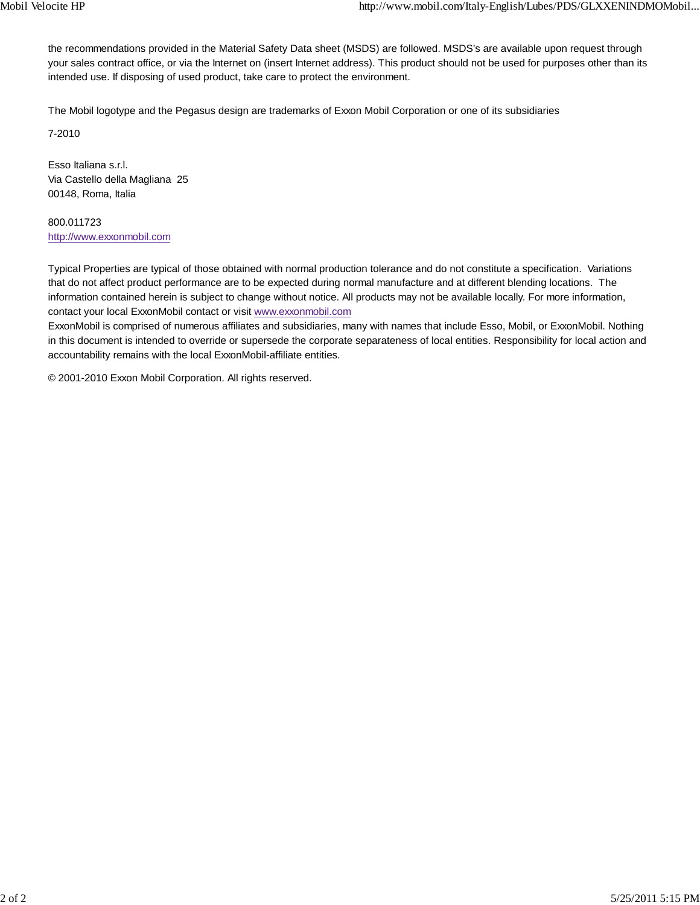the recommendations provided in the Material Safety Data sheet (MSDS) are followed. MSDS's are available upon request through your sales contract office, or via the Internet on (insert Internet address). This product should not be used for purposes other than its intended use. If disposing of used product, take care to protect the environment.

The Mobil logotype and the Pegasus design are trademarks of Exxon Mobil Corporation or one of its subsidiaries

7-2010

Esso Italiana s.r.l.
Via Castello della Magliana 25
00148, Roma, Italia

800.011723
http://www.exxonmobil.com

Typical Properties are typical of those obtained with normal production tolerance and do not constitute a specification. Variations that do not affect product performance are to be expected during normal manufacture and at different blending locations. The information contained herein is subject to change without notice. All products may not be available locally. For more information, contact your local ExxonMobil contact or visit www.exxonmobil.com
ExxonMobil is comprised of numerous affiliates and subsidiaries, many with names that include Esso, Mobil, or ExxonMobil. Nothing in this document is intended to override or supersede the corporate separateness of local entities. Responsibility for local action and accountability remains with the local ExxonMobil-affiliate entities.

© 2001-2010 Exxon Mobil Corporation. All rights reserved.